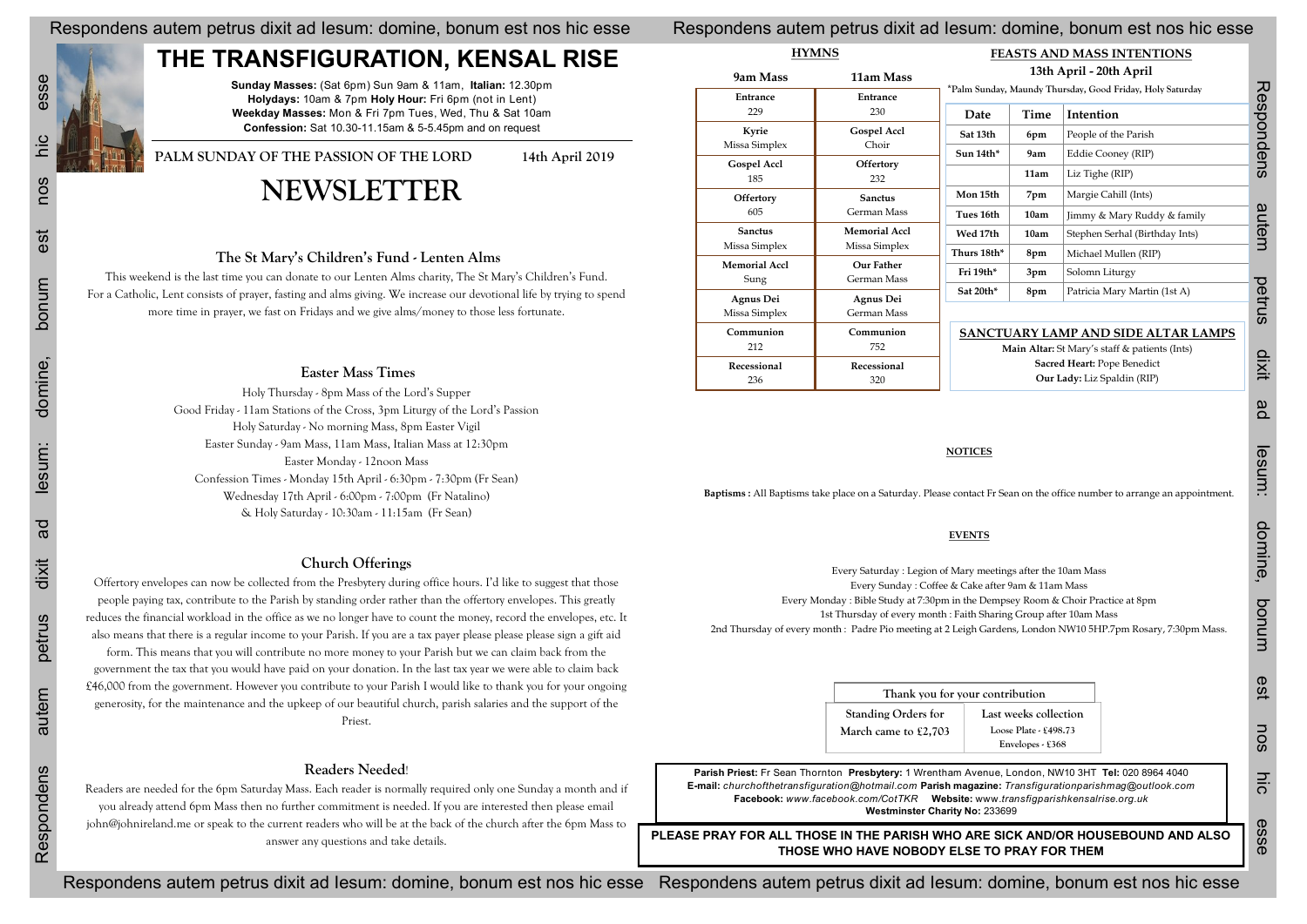# THE TRANSFIGURATION, KENSAL RISE

**Sunday Masses:** (Sat 6pm) Sun 9am & 11am, **Italian:** 12.30pm
**Holydays:** 10am & 7pm **Holy Hour:** Fri 6pm (not in Lent)
**Weekday Masses:** Mon & Fri 7pm Tues, Wed, Thu & Sat 10am
**Confession:** Sat 10.30-11.15am & 5-5.45pm and on request

**PALM SUNDAY OF THE PASSION OF THE LORD** **14th April 2019**

# NEWSLETTER

## The St Mary's Children's Fund - Lenten Alms

This weekend is the last time you can donate to our Lenten Alms charity, The St Mary's Children's Fund. For a Catholic, Lent consists of prayer, fasting and alms giving. We increase our devotional life by trying to spend more time in prayer, we fast on Fridays and we give alms/money to those less fortunate.

## Easter Mass Times

Holy Thursday - 8pm Mass of the Lord's Supper
Good Friday - 11am Stations of the Cross, 3pm Liturgy of the Lord's Passion
Holy Saturday - No morning Mass, 8pm Easter Vigil
Easter Sunday - 9am Mass, 11am Mass, Italian Mass at 12:30pm
Easter Monday - 12noon Mass
Confession Times - Monday 15th April - 6:30pm - 7:30pm (Fr Sean)
Wednesday 17th April - 6:00pm - 7:00pm (Fr Natalino)
& Holy Saturday - 10:30am - 11:15am (Fr Sean)

## Church Offerings

Offertory envelopes can now be collected from the Presbytery during office hours. I'd like to suggest that those people paying tax, contribute to the Parish by standing order rather than the offertory envelopes. This greatly reduces the financial workload in the office as we no longer have to count the money, record the envelopes, etc. It also means that there is a regular income to your Parish. If you are a tax payer please please please sign a gift aid form. This means that you will contribute no more money to your Parish but we can claim back from the government the tax that you would have paid on your donation. In the last tax year we were able to claim back £46,000 from the government. However you contribute to your Parish I would like to thank you for your ongoing generosity, for the maintenance and the upkeep of our beautiful church, parish salaries and the support of the Priest.

## Readers Needed!

Readers are needed for the 6pm Saturday Mass. Each reader is normally required only one Sunday a month and if you already attend 6pm Mass then no further commitment is needed. If you are interested then please email john@johnireland.me or speak to the current readers who will be at the back of the church after the 6pm Mass to answer any questions and take details.

## HYMNS

| 9am Mass | 11am Mass |
|---|---|
| **Entrance** 229 | **Entrance** 230 |
| **Kyrie** Missa Simplex | **Gospel Accl** Choir |
| **Gospel Accl** 185 | **Offertory** 232 |
| **Offertory** 605 | **Sanctus** German Mass |
| **Sanctus** Missa Simplex | **Memorial Accl** Missa Simplex |
| **Memorial Accl** Sung | **Our Father** German Mass |
| **Agnus Dei** Missa Simplex | **Agnus Dei** German Mass |
| **Communion** 212 | **Communion** 752 |
| **Recessional** 236 | **Recessional** 320 |

## FEASTS AND MASS INTENTIONS

**13th April - 20th April**

*Palm Sunday, Maundy Thursday, Good Friday, Holy Saturday

| Date | Time | Intention |
|---|---|---|
| Sat 13th | 6pm | People of the Parish |
| Sun 14th* | 9am | Eddie Cooney (RIP) |
| | 11am | Liz Tighe (RIP) |
| Mon 15th | 7pm | Margie Cahill (Ints) |
| Tues 16th | 10am | Jimmy & Mary Ruddy & family |
| Wed 17th | 10am | Stephen Serhal (Birthday Ints) |
| Thurs 18th* | 8pm | Michael Mullen (RIP) |
| Fri 19th* | 3pm | Solomn Liturgy |
| Sat 20th* | 8pm | Patricia Mary Martin (1st A) |

## SANCTUARY LAMP AND SIDE ALTAR LAMPS

**Main Altar:** St Mary's staff & patients (Ints)
**Sacred Heart:** Pope Benedict
**Our Lady:** Liz Spaldin (RIP)

## NOTICES

**Baptisms :** All Baptisms take place on a Saturday. Please contact Fr Sean on the office number to arrange an appointment.

## EVENTS

Every Saturday : Legion of Mary meetings after the 10am Mass
Every Sunday : Coffee & Cake after 9am & 11am Mass
Every Monday : Bible Study at 7:30pm in the Dempsey Room & Choir Practice at 8pm
1st Thursday of every month : Faith Sharing Group after 10am Mass
2nd Thursday of every month : Padre Pio meeting at 2 Leigh Gardens, London NW10 5HP.7pm Rosary, 7:30pm Mass.

| Thank you for your contribution | |
|---|---|
| Standing Orders for March came to £2,703 | Last weeks collection Loose Plate - £498.73 Envelopes - £368 |

**Parish Priest:** Fr Sean Thornton **Presbytery:** 1 Wrentham Avenue, London, NW10 3HT **Tel:** 020 8964 4040
**E-mail:** *churchofthetransfiguration@hotmail.com* **Parish magazine:** *Transfigurationparishmag@outlook.com*
**Facebook:** *www.facebook.com/CotTKR* **Website:** *www.transfigparishkensalrise.org.uk*
**Westminster Charity No:** 233699

**PLEASE PRAY FOR ALL THOSE IN THE PARISH WHO ARE SICK AND/OR HOUSEBOUND AND ALSO THOSE WHO HAVE NOBODY ELSE TO PRAY FOR THEM**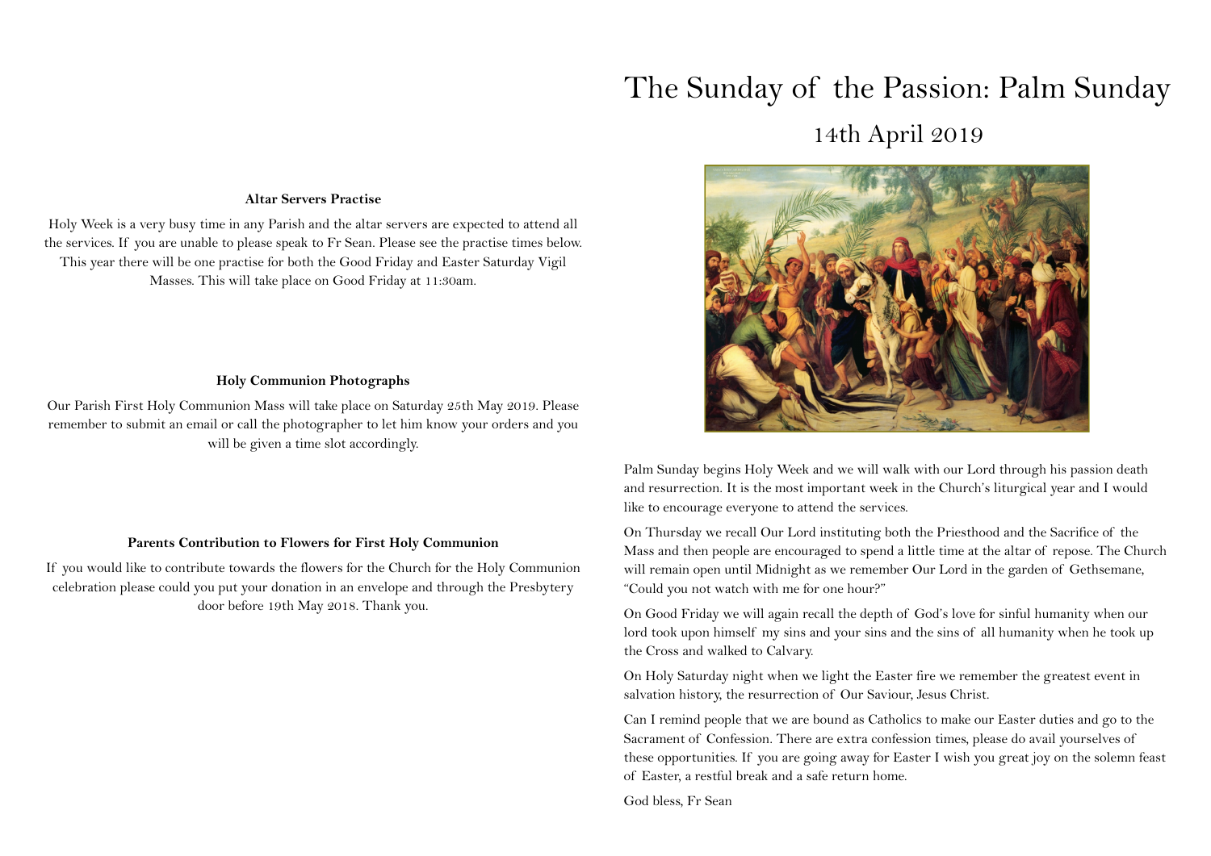## Altar Servers Practise

Holy Week is a very busy time in any Parish and the altar servers are expected to attend all the services. If you are unable to please speak to Fr Sean. Please see the practise times below. This year there will be one practise for both the Good Friday and Easter Saturday Vigil Masses. This will take place on Good Friday at 11:30am.

## Holy Communion Photographs

Our Parish First Holy Communion Mass will take place on Saturday 25th May 2019. Please remember to submit an email or call the photographer to let him know your orders and you will be given a time slot accordingly.

## Parents Contribution to Flowers for First Holy Communion

If you would like to contribute towards the flowers for the Church for the Holy Communion celebration please could you put your donation in an envelope and through the Presbytery door before 19th May 2018. Thank you.

# The Sunday of the Passion: Palm Sunday

## 14th April 2019

Palm Sunday begins Holy Week and we will walk with our Lord through his passion death and resurrection. It is the most important week in the Church's liturgical year and I would like to encourage everyone to attend the services.

On Thursday we recall Our Lord instituting both the Priesthood and the Sacrifice of the Mass and then people are encouraged to spend a little time at the altar of repose. The Church will remain open until Midnight as we remember Our Lord in the garden of Gethsemane, "Could you not watch with me for one hour?"

On Good Friday we will again recall the depth of God's love for sinful humanity when our lord took upon himself my sins and your sins and the sins of all humanity when he took up the Cross and walked to Calvary.

On Holy Saturday night when we light the Easter fire we remember the greatest event in salvation history, the resurrection of Our Saviour, Jesus Christ.

Can I remind people that we are bound as Catholics to make our Easter duties and go to the Sacrament of Confession. There are extra confession times, please do avail yourselves of these opportunities. If you are going away for Easter I wish you great joy on the solemn feast of Easter, a restful break and a safe return home.

God bless, Fr Sean